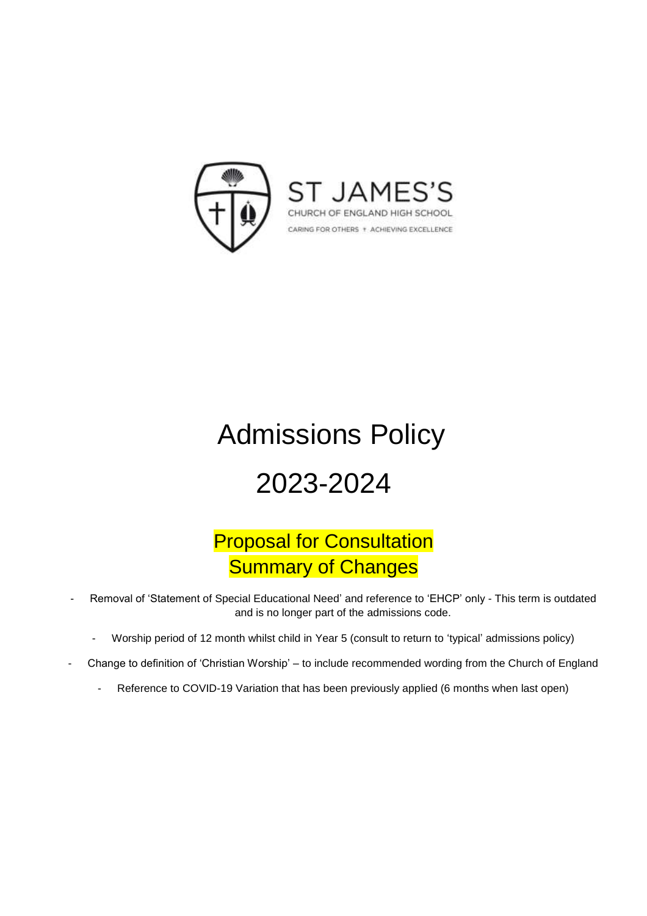ST JAMES'S

CHURCH OF ENGLAND HIGH SCHOOL

CARING FOR OTHERS + ACHIEVING EXCELLENCE

# Admissions Policy

# 2023-2024

## Proposal for Consultation
## Summary of Changes

- Removal of 'Statement of Special Educational Need' and reference to 'EHCP' only - This term is outdated and is no longer part of the admissions code.
- Worship period of 12 month whilst child in Year 5 (consult to return to 'typical' admissions policy)
- Change to definition of 'Christian Worship' – to include recommended wording from the Church of England
- Reference to COVID-19 Variation that has been previously applied (6 months when last open)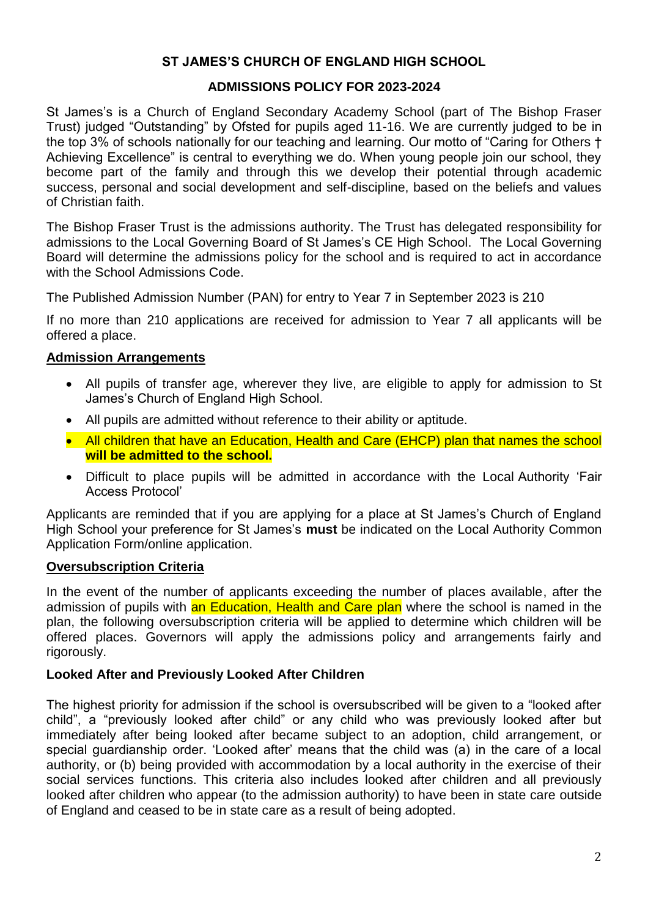**ST JAMES'S CHURCH OF ENGLAND HIGH SCHOOL**

**ADMISSIONS POLICY FOR 2023-2024**

St James's is a Church of England Secondary Academy School (part of The Bishop Fraser Trust) judged "Outstanding" by Ofsted for pupils aged 11-16. We are currently judged to be in the top 3% of schools nationally for our teaching and learning. Our motto of "Caring for Others † Achieving Excellence" is central to everything we do. When young people join our school, they become part of the family and through this we develop their potential through academic success, personal and social development and self-discipline, based on the beliefs and values of Christian faith.

The Bishop Fraser Trust is the admissions authority. The Trust has delegated responsibility for admissions to the Local Governing Board of St James's CE High School. The Local Governing Board will determine the admissions policy for the school and is required to act in accordance with the School Admissions Code.

The Published Admission Number (PAN) for entry to Year 7 in September 2023 is 210

If no more than 210 applications are received for admission to Year 7 all applicants will be offered a place.

## Admission Arrangements

- All pupils of transfer age, wherever they live, are eligible to apply for admission to St James's Church of England High School.
- All pupils are admitted without reference to their ability or aptitude.
- All children that have an Education, Health and Care (EHCP) plan that names the school **will be admitted to the school.**
- Difficult to place pupils will be admitted in accordance with the Local Authority 'Fair Access Protocol'

Applicants are reminded that if you are applying for a place at St James's Church of England High School your preference for St James's **must** be indicated on the Local Authority Common Application Form/online application.

## Oversubscription Criteria

In the event of the number of applicants exceeding the number of places available, after the admission of pupils with an Education, Health and Care plan where the school is named in the plan, the following oversubscription criteria will be applied to determine which children will be offered places. Governors will apply the admissions policy and arrangements fairly and rigorously.

### Looked After and Previously Looked After Children

The highest priority for admission if the school is oversubscribed will be given to a "looked after child", a "previously looked after child" or any child who was previously looked after but immediately after being looked after became subject to an adoption, child arrangement, or special guardianship order. 'Looked after' means that the child was (a) in the care of a local authority, or (b) being provided with accommodation by a local authority in the exercise of their social services functions. This criteria also includes looked after children and all previously looked after children who appear (to the admission authority) to have been in state care outside of England and ceased to be in state care as a result of being adopted.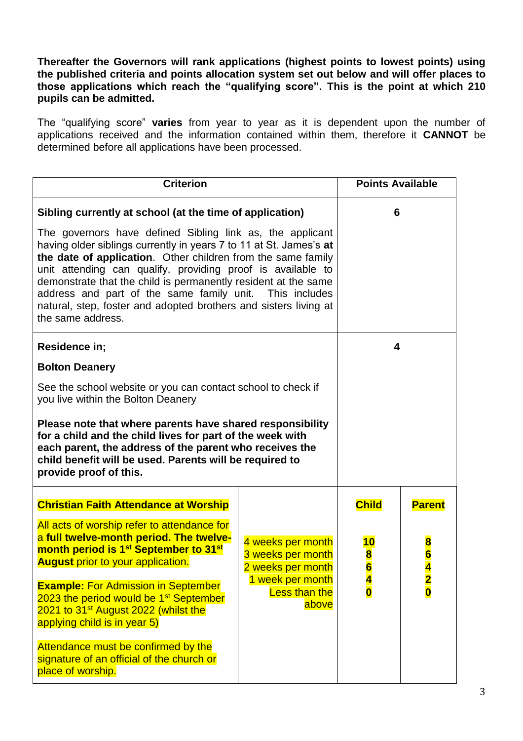**Thereafter the Governors will rank applications (highest points to lowest points) using the published criteria and points allocation system set out below and will offer places to those applications which reach the "qualifying score". This is the point at which 210 pupils can be admitted.**

The "qualifying score" **varies** from year to year as it is dependent upon the number of applications received and the information contained within them, therefore it **CANNOT** be determined before all applications have been processed.

| Criterion | | Points Available | |
|---|---|---|---|
| **Sibling currently at school (at the time of application)**<br><br>The governors have defined Sibling link as, the applicant having older siblings currently in years 7 to 11 at St. James's **at the date of application**. Other children from the same family unit attending can qualify, providing proof is available to demonstrate that the child is permanently resident at the same address and part of the same family unit. This includes natural, step, foster and adopted brothers and sisters living at the same address. | | 6 | |
| **Residence in;**<br><br>**Bolton Deanery**<br><br>See the school website or you can contact school to check if you live within the Bolton Deanery<br><br>**Please note that where parents have shared responsibility for a child and the child lives for part of the week with each parent, the address of the parent who receives the child benefit will be used. Parents will be required to provide proof of this.** | | 4 | |
| **Christian Faith Attendance at Worship**<br><br>All acts of worship refer to attendance for a **full twelve-month period. The twelve-month period is 1st September to 31st August** prior to your application.<br><br>**Example:** For Admission in September 2023 the period would be 1st September 2021 to 31st August 2022 (whilst the applying child is in year 5)<br><br>Attendance must be confirmed by the signature of an official of the church or place of worship. | 4 weeks per month<br>3 weeks per month<br>2 weeks per month<br>1 week per month<br>Less than the above | **Child**<br><br>**10**<br>**8**<br>**6**<br>**4**<br>**0** | **Parent**<br><br>**8**<br>**6**<br>**4**<br>**2**<br>**0** |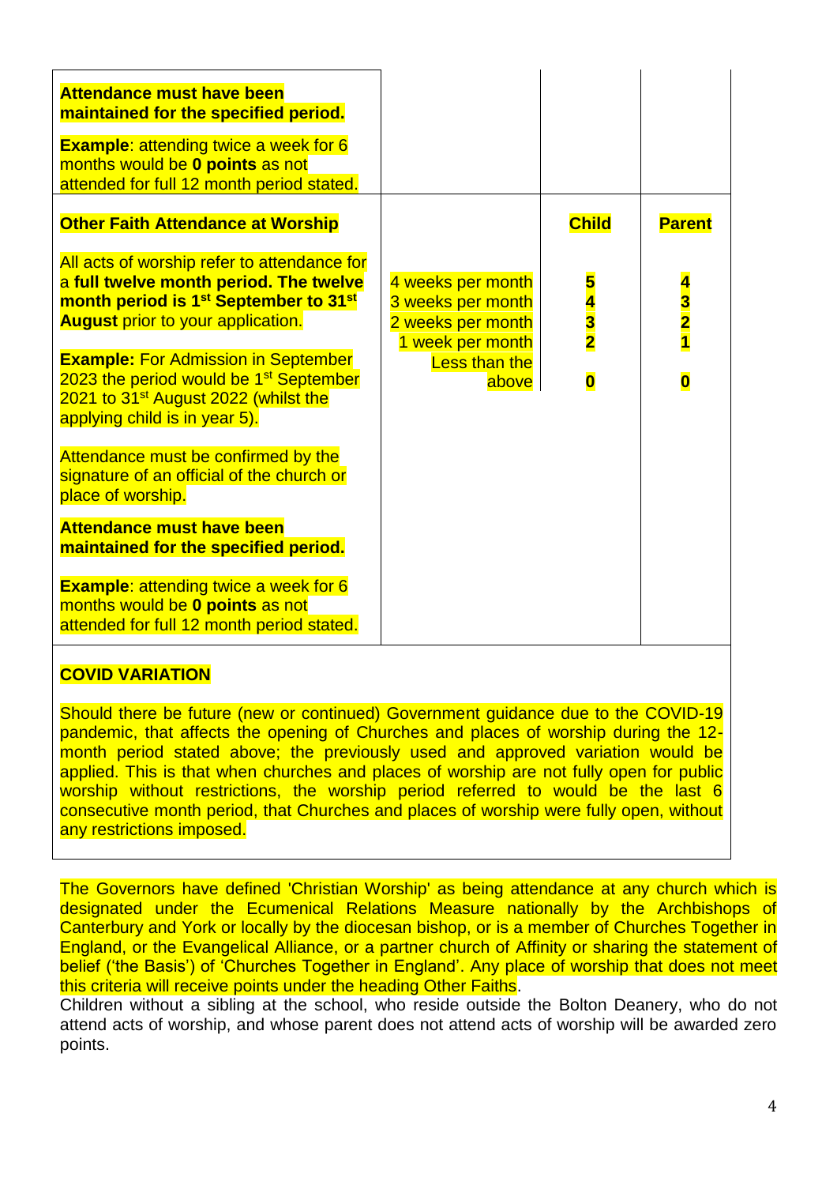| | | | |
|---|---|---|---|
| **Attendance must have been maintained for the specified period.**<br><br>**Example**: attending twice a week for 6 months would be **0 points** as not attended for full 12 month period stated. | | | |
| **Other Faith Attendance at Worship**<br><br>All acts of worship refer to attendance for a **full twelve month period. The twelve month period is 1st September to 31st August** prior to your application.<br><br>**Example:** For Admission in September 2023 the period would be 1st September 2021 to 31st August 2022 (whilst the applying child is in year 5).<br><br>Attendance must be confirmed by the signature of an official of the church or place of worship.<br><br>**Attendance must have been maintained for the specified period.**<br><br>**Example**: attending twice a week for 6 months would be **0 points** as not attended for full 12 month period stated. | 4 weeks per month<br>3 weeks per month<br>2 weeks per month<br>1 week per month<br>Less than the above | **Child**<br><br>**5**<br>**4**<br>**3**<br>**2**<br><br>**0** | **Parent**<br><br>**4**<br>**3**<br>**2**<br>**1**<br><br>**0** |

**COVID VARIATION**

Should there be future (new or continued) Government guidance due to the COVID-19 pandemic, that affects the opening of Churches and places of worship during the 12-month period stated above; the previously used and approved variation would be applied. This is that when churches and places of worship are not fully open for public worship without restrictions, the worship period referred to would be the last 6 consecutive month period, that Churches and places of worship were fully open, without any restrictions imposed.

The Governors have defined 'Christian Worship' as being attendance at any church which is designated under the Ecumenical Relations Measure nationally by the Archbishops of Canterbury and York or locally by the diocesan bishop, or is a member of Churches Together in England, or the Evangelical Alliance, or a partner church of Affinity or sharing the statement of belief ('the Basis') of 'Churches Together in England'. Any place of worship that does not meet this criteria will receive points under the heading Other Faiths.

Children without a sibling at the school, who reside outside the Bolton Deanery, who do not attend acts of worship, and whose parent does not attend acts of worship will be awarded zero points.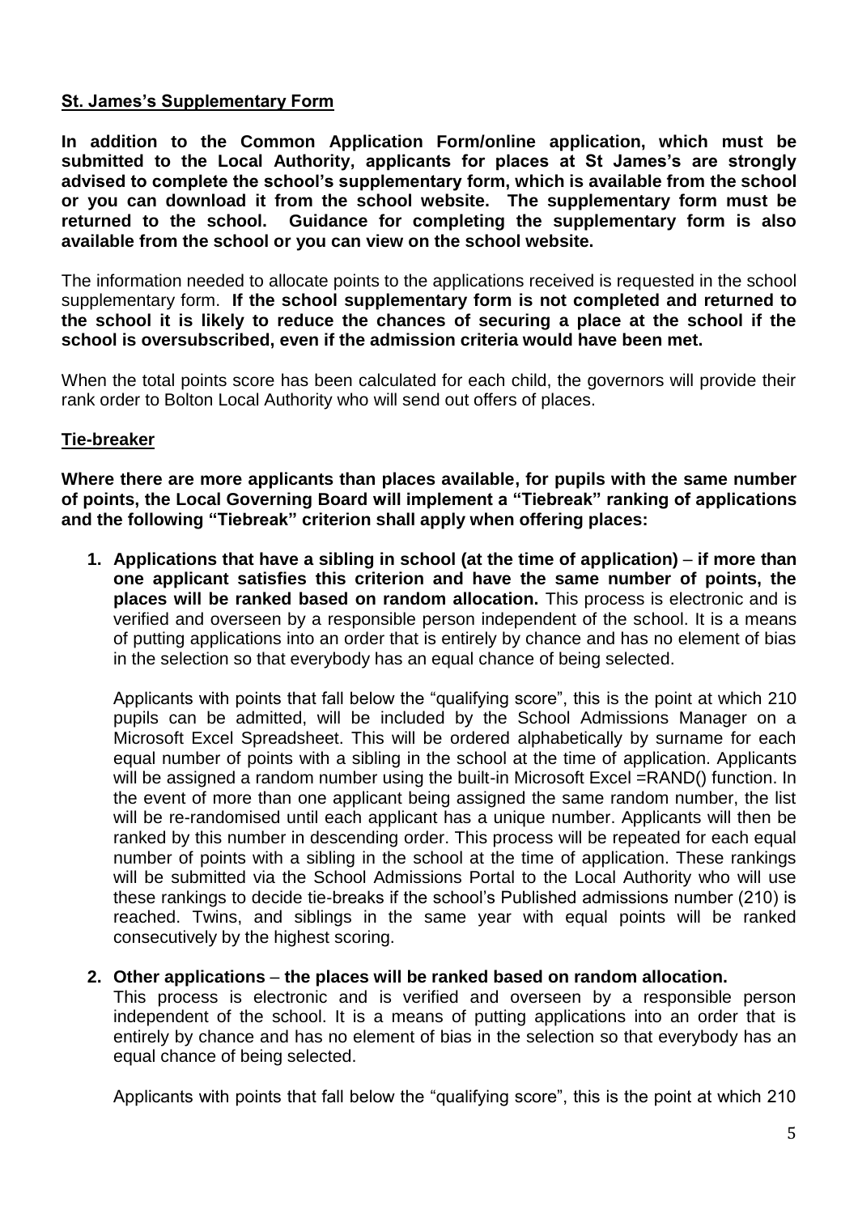## St. James's Supplementary Form

**In addition to the Common Application Form/online application, which must be submitted to the Local Authority, applicants for places at St James's are strongly advised to complete the school's supplementary form, which is available from the school or you can download it from the school website. The supplementary form must be returned to the school. Guidance for completing the supplementary form is also available from the school or you can view on the school website.**

The information needed to allocate points to the applications received is requested in the school supplementary form. **If the school supplementary form is not completed and returned to the school it is likely to reduce the chances of securing a place at the school if the school is oversubscribed, even if the admission criteria would have been met.**

When the total points score has been calculated for each child, the governors will provide their rank order to Bolton Local Authority who will send out offers of places.

## Tie-breaker

**Where there are more applicants than places available, for pupils with the same number of points, the Local Governing Board will implement a "Tiebreak" ranking of applications and the following "Tiebreak" criterion shall apply when offering places:**

1. **Applications that have a sibling in school (at the time of application)** – **if more than one applicant satisfies this criterion and have the same number of points, the places will be ranked based on random allocation.** This process is electronic and is verified and overseen by a responsible person independent of the school. It is a means of putting applications into an order that is entirely by chance and has no element of bias in the selection so that everybody has an equal chance of being selected.

   Applicants with points that fall below the "qualifying score", this is the point at which 210 pupils can be admitted, will be included by the School Admissions Manager on a Microsoft Excel Spreadsheet. This will be ordered alphabetically by surname for each equal number of points with a sibling in the school at the time of application. Applicants will be assigned a random number using the built-in Microsoft Excel =RAND() function. In the event of more than one applicant being assigned the same random number, the list will be re-randomised until each applicant has a unique number. Applicants will then be ranked by this number in descending order. This process will be repeated for each equal number of points with a sibling in the school at the time of application. These rankings will be submitted via the School Admissions Portal to the Local Authority who will use these rankings to decide tie-breaks if the school's Published admissions number (210) is reached. Twins, and siblings in the same year with equal points will be ranked consecutively by the highest scoring.

2. **Other applications** – **the places will be ranked based on random allocation.**
   This process is electronic and is verified and overseen by a responsible person independent of the school. It is a means of putting applications into an order that is entirely by chance and has no element of bias in the selection so that everybody has an equal chance of being selected.

   Applicants with points that fall below the "qualifying score", this is the point at which 210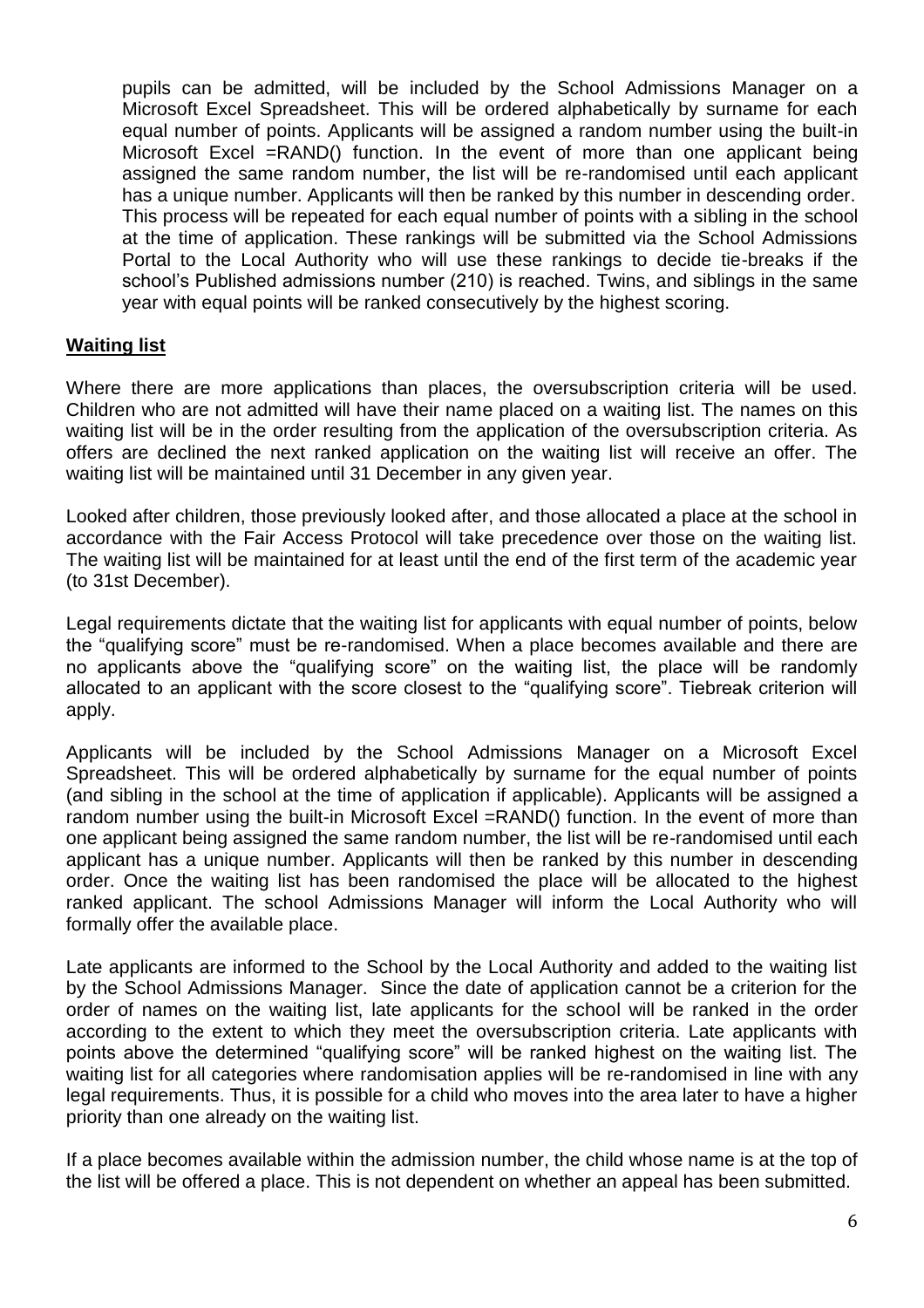pupils can be admitted, will be included by the School Admissions Manager on a Microsoft Excel Spreadsheet. This will be ordered alphabetically by surname for each equal number of points. Applicants will be assigned a random number using the built-in Microsoft Excel =RAND() function. In the event of more than one applicant being assigned the same random number, the list will be re-randomised until each applicant has a unique number. Applicants will then be ranked by this number in descending order. This process will be repeated for each equal number of points with a sibling in the school at the time of application. These rankings will be submitted via the School Admissions Portal to the Local Authority who will use these rankings to decide tie-breaks if the school's Published admissions number (210) is reached. Twins, and siblings in the same year with equal points will be ranked consecutively by the highest scoring.

**Waiting list**

Where there are more applications than places, the oversubscription criteria will be used. Children who are not admitted will have their name placed on a waiting list. The names on this waiting list will be in the order resulting from the application of the oversubscription criteria. As offers are declined the next ranked application on the waiting list will receive an offer. The waiting list will be maintained until 31 December in any given year.

Looked after children, those previously looked after, and those allocated a place at the school in accordance with the Fair Access Protocol will take precedence over those on the waiting list. The waiting list will be maintained for at least until the end of the first term of the academic year (to 31st December).

Legal requirements dictate that the waiting list for applicants with equal number of points, below the "qualifying score" must be re-randomised. When a place becomes available and there are no applicants above the "qualifying score" on the waiting list, the place will be randomly allocated to an applicant with the score closest to the "qualifying score". Tiebreak criterion will apply.

Applicants will be included by the School Admissions Manager on a Microsoft Excel Spreadsheet. This will be ordered alphabetically by surname for the equal number of points (and sibling in the school at the time of application if applicable). Applicants will be assigned a random number using the built-in Microsoft Excel =RAND() function. In the event of more than one applicant being assigned the same random number, the list will be re-randomised until each applicant has a unique number. Applicants will then be ranked by this number in descending order. Once the waiting list has been randomised the place will be allocated to the highest ranked applicant. The school Admissions Manager will inform the Local Authority who will formally offer the available place.

Late applicants are informed to the School by the Local Authority and added to the waiting list by the School Admissions Manager. Since the date of application cannot be a criterion for the order of names on the waiting list, late applicants for the school will be ranked in the order according to the extent to which they meet the oversubscription criteria. Late applicants with points above the determined "qualifying score" will be ranked highest on the waiting list. The waiting list for all categories where randomisation applies will be re-randomised in line with any legal requirements. Thus, it is possible for a child who moves into the area later to have a higher priority than one already on the waiting list.

If a place becomes available within the admission number, the child whose name is at the top of the list will be offered a place. This is not dependent on whether an appeal has been submitted.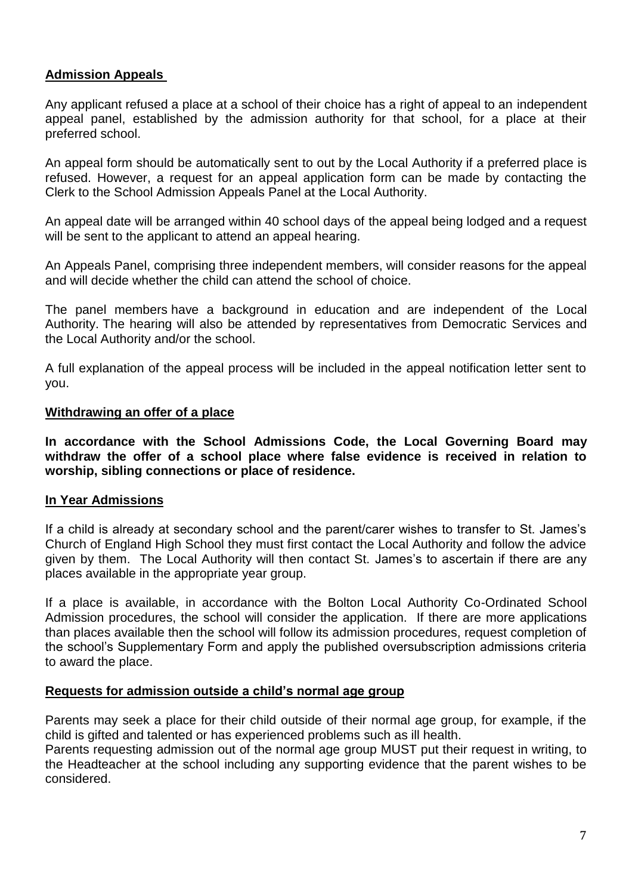## Admission Appeals

Any applicant refused a place at a school of their choice has a right of appeal to an independent appeal panel, established by the admission authority for that school, for a place at their preferred school.

An appeal form should be automatically sent to out by the Local Authority if a preferred place is refused. However, a request for an appeal application form can be made by contacting the Clerk to the School Admission Appeals Panel at the Local Authority.

An appeal date will be arranged within 40 school days of the appeal being lodged and a request will be sent to the applicant to attend an appeal hearing.

An Appeals Panel, comprising three independent members, will consider reasons for the appeal and will decide whether the child can attend the school of choice.

The panel members have a background in education and are independent of the Local Authority. The hearing will also be attended by representatives from Democratic Services and the Local Authority and/or the school.

A full explanation of the appeal process will be included in the appeal notification letter sent to you.

## Withdrawing an offer of a place

**In accordance with the School Admissions Code, the Local Governing Board may withdraw the offer of a school place where false evidence is received in relation to worship, sibling connections or place of residence.**

## In Year Admissions

If a child is already at secondary school and the parent/carer wishes to transfer to St. James's Church of England High School they must first contact the Local Authority and follow the advice given by them. The Local Authority will then contact St. James's to ascertain if there are any places available in the appropriate year group.

If a place is available, in accordance with the Bolton Local Authority Co-Ordinated School Admission procedures, the school will consider the application. If there are more applications than places available then the school will follow its admission procedures, request completion of the school's Supplementary Form and apply the published oversubscription admissions criteria to award the place.

## Requests for admission outside a child's normal age group

Parents may seek a place for their child outside of their normal age group, for example, if the child is gifted and talented or has experienced problems such as ill health.
Parents requesting admission out of the normal age group MUST put their request in writing, to the Headteacher at the school including any supporting evidence that the parent wishes to be considered.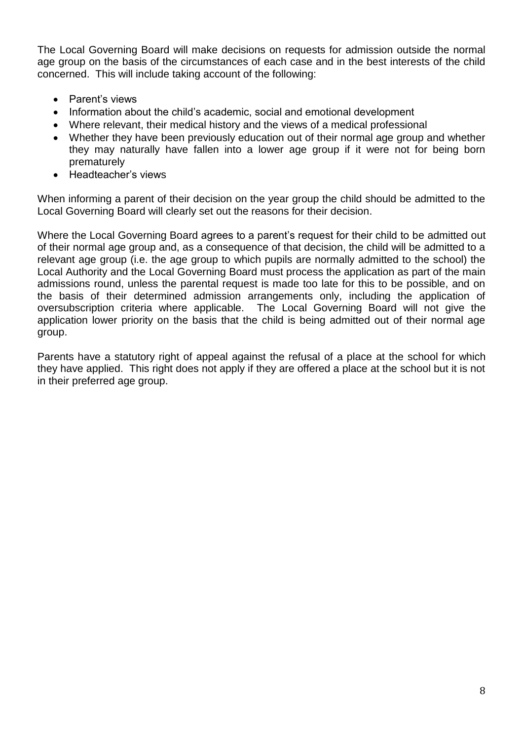The Local Governing Board will make decisions on requests for admission outside the normal age group on the basis of the circumstances of each case and in the best interests of the child concerned. This will include taking account of the following:

- Parent's views
- Information about the child's academic, social and emotional development
- Where relevant, their medical history and the views of a medical professional
- Whether they have been previously education out of their normal age group and whether they may naturally have fallen into a lower age group if it were not for being born prematurely
- Headteacher's views

When informing a parent of their decision on the year group the child should be admitted to the Local Governing Board will clearly set out the reasons for their decision.

Where the Local Governing Board agrees to a parent's request for their child to be admitted out of their normal age group and, as a consequence of that decision, the child will be admitted to a relevant age group (i.e. the age group to which pupils are normally admitted to the school) the Local Authority and the Local Governing Board must process the application as part of the main admissions round, unless the parental request is made too late for this to be possible, and on the basis of their determined admission arrangements only, including the application of oversubscription criteria where applicable. The Local Governing Board will not give the application lower priority on the basis that the child is being admitted out of their normal age group.

Parents have a statutory right of appeal against the refusal of a place at the school for which they have applied. This right does not apply if they are offered a place at the school but it is not in their preferred age group.